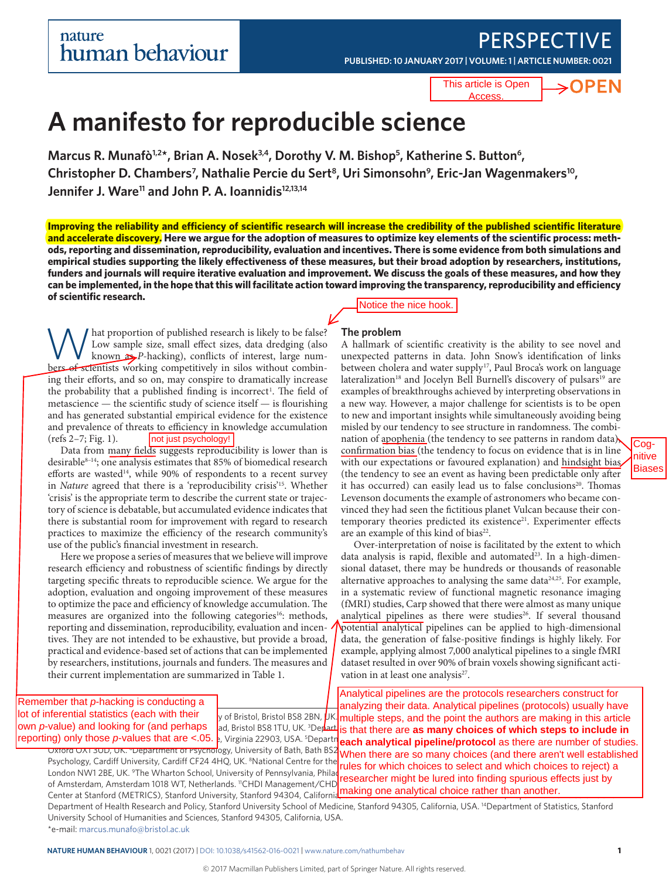# A manifesto for reproducible science

> This article is Open Access. → **OPEN**

**Marcus R. Munafò[1,2*], Brian A. Nosek[3,4], Dorothy V. M. Bishop[5], Katherine S. Button[6], Christopher D. Chambers[7], Nathalie Percie du Sert[8], Uri Simonsohn[9], Eric-Jan Wagenmakers[10], Jennifer J. Ware[11] and John P. A. Ioannidis[12,13,14]**

**Improving the reliability and efficiency of scientific research will increase the credibility of the published scientific literature and accelerate discovery. Here we argue for the adoption of measures to optimize key elements of the scientific process: methods, reporting and dissemination, reproducibility, evaluation and incentives. There is some evidence from both simulations and empirical studies supporting the likely effectiveness of these measures, but their broad adoption by researchers, institutions, funders and journals will require iterative evaluation and improvement. We discuss the goals of these measures, and how they can be implemented, in the hope that this will facilitate action toward improving the transparency, reproducibility and efficiency of scientific research.**

> Notice the nice hook.

What proportion of published research is likely to be false? Low sample size, small effect sizes, data dredging (also known as *P*-hacking), conflicts of interest, large numbers of scientists working competitively in silos without combining their efforts, and so on, may conspire to dramatically increase the probability that a published finding is incorrect[1]. The field of metascience — the scientific study of science itself — is flourishing and has generated substantial empirical evidence for the existence and prevalence of threats to efficiency in knowledge accumulation (refs 2–7; Fig. 1).

> not just psychology!

Data from many fields suggests reproducibility is lower than is desirable[8–14]; one analysis estimates that 85% of biomedical research efforts are wasted[14], while 90% of respondents to a recent survey in *Nature* agreed that there is a 'reproducibility crisis'[15]. Whether 'crisis' is the appropriate term to describe the current state or trajectory of science is debatable, but accumulated evidence indicates that there is substantial room for improvement with regard to research practices to maximize the efficiency of the research community's use of the public's financial investment in research.

Here we propose a series of measures that we believe will improve research efficiency and robustness of scientific findings by directly targeting specific threats to reproducible science. We argue for the adoption, evaluation and ongoing improvement of these measures to optimize the pace and efficiency of knowledge accumulation. The measures are organized into the following categories[16]: methods, reporting and dissemination, reproducibility, evaluation and incentives. They are not intended to be exhaustive, but provide a broad, practical and evidence-based set of actions that can be implemented by researchers, institutions, journals and funders. The measures and their current implementation are summarized in Table 1.

> Remember that *p*-hacking is conducting a lot of inferential statistics (each with their own *p*-value) and looking for (and perhaps reporting) only those *p*-values that are <.05.

## The problem

A hallmark of scientific creativity is the ability to see novel and unexpected patterns in data. John Snow's identification of links between cholera and water supply[17], Paul Broca's work on language lateralization[18] and Jocelyn Bell Burnell's discovery of pulsars[19] are examples of breakthroughs achieved by interpreting observations in a new way. However, a major challenge for scientists is to be open to new and important insights while simultaneously avoiding being misled by our tendency to see structure in randomness. The combination of apophenia (the tendency to see patterns in random data), confirmation bias (the tendency to focus on evidence that is in line with our expectations or favoured explanation) and hindsight bias (the tendency to see an event as having been predictable only after it has occurred) can easily lead us to false conclusions[20]. Thomas Levenson documents the example of astronomers who became convinced they had seen the fictitious planet Vulcan because their contemporary theories predicted its existence[21]. Experimenter effects are an example of this kind of bias[22].

> Cognitive Biases

Over-interpretation of noise is facilitated by the extent to which data analysis is rapid, flexible and automated[23]. In a high-dimensional dataset, there may be hundreds or thousands of reasonable alternative approaches to analysing the same data[24,25]. For example, in a systematic review of functional magnetic resonance imaging (fMRI) studies, Carp showed that there were almost as many unique analytical pipelines as there were studies[26]. If several thousand potential analytical pipelines can be applied to high-dimensional data, the generation of false-positive findings is highly likely. For example, applying almost 7,000 analytical pipelines to a single fMRI dataset resulted in over 90% of brain voxels showing significant activation in at least one analysis[27].

> Analytical pipelines are the protocols researchers construct for analyzing their data. Analytical pipelines (protocols) usually have multiple steps, and the point the authors are making in this article is that there are **as many choices of which steps to include in each analytical pipeline/protocol** as there are number of studies. When there are so many choices (and there aren't well established rules for which choices to select and which choices to reject) a researcher might be lured into finding spurious effects just by making one analytical choice rather than another.

...y of Bristol, Bristol BS8 2BN, UK. ...ad, Bristol BS8 1TU, UK. [3]Depart... ...e, Virginia 22903, USA. [5]Departm... Oxford OX1 3UD, UK. [6]Department of Psychology, University of Bath, Bath BS2... Psychology, Cardiff University, Cardiff CF24 4HQ, UK. [8]National Centre for the... London NW1 2BE, UK. [9]The Wharton School, University of Pennsylvania, Philad... of Amsterdam, Amsterdam 1018 WT, Netherlands. [11]CHDI Management/CHD... Center at Stanford (METRICS), Stanford University, Stanford 94304, California... Department of Health Research and Policy, Stanford University School of Medicine, Stanford 94305, California, USA. [14]Department of Statistics, Stanford University School of Humanities and Sciences, Stanford 94305, California, USA.
*e-mail: marcus.munafo@bristol.ac.uk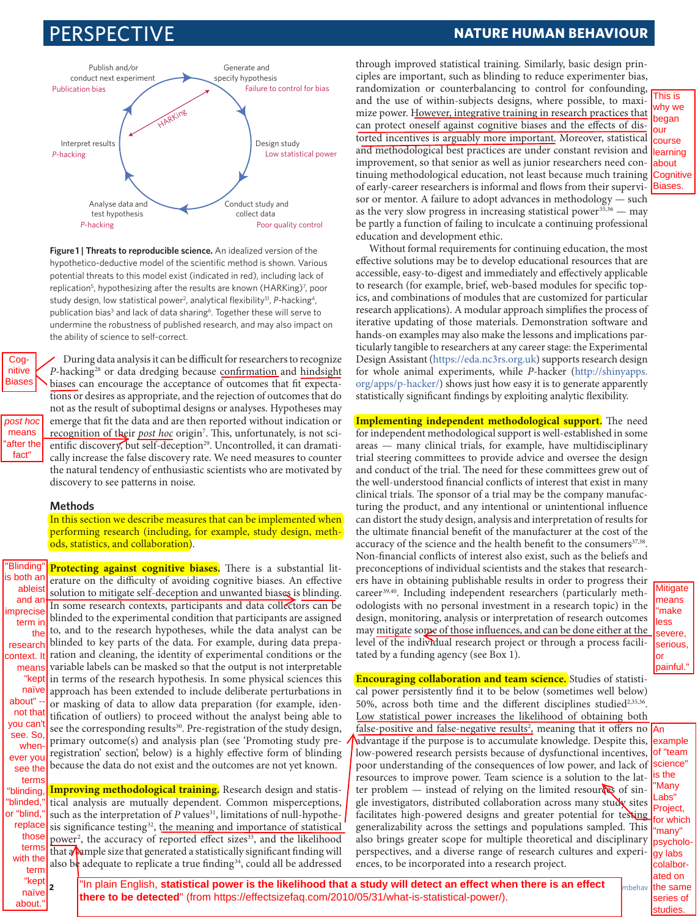Publish and/or conduct next experiment
Publication bias

Generate and specify hypothesis
Failure to control for bias

HARKing

Design study
Low statistical power

Conduct study and collect data
Poor quality control

Analyse data and test hypothesis
*P*-hacking

Interpret results
*P*-hacking

**Figure 1 | Threats to reproducible science.** An idealized version of the hypothetico-deductive model of the scientific method is shown. Various potential threats to this model exist (indicated in red), including lack of replication[5], hypothesizing after the results are known (HARKing)[7], poor study design, low statistical power[2], analytical flexibility[51], *P*-hacking[4], publication bias[3] and lack of data sharing[6]. Together these will serve to undermine the robustness of published research, and may also impact on the ability of science to self-correct.

During data analysis it can be difficult for researchers to recognize *P*-hacking[28] or data dredging because confirmation and hindsight biases can encourage the acceptance of outcomes that fit expectations or desires as appropriate, and the rejection of outcomes that do not as the result of suboptimal designs or analyses. Hypotheses may emerge that fit the data and are then reported without indication or recognition of their *post hoc* origin[7]. This, unfortunately, is not scientific discovery, but self-deception[29]. Uncontrolled, it can dramatically increase the false discovery rate. We need measures to counter the natural tendency of enthusiastic scientists who are motivated by discovery to see patterns in noise.

Cog-nitive Biases

*post hoc* means "after the fact"

## Methods

In this section we describe measures that can be implemented when performing research (including, for example, study design, methods, statistics, and collaboration).

**Protecting against cognitive biases.** There is a substantial literature on the difficulty of avoiding cognitive biases. An effective solution to mitigate self-deception and unwanted biases is blinding. In some research contexts, participants and data collectors can be blinded to the experimental condition that participants are assigned to, and to the research hypotheses, while the data analyst can be blinded to key parts of the data. For example, during data preparation and cleaning, the identity of experimental conditions or the variable labels can be masked so that the output is not interpretable in terms of the research hypothesis. In some physical sciences this approach has been extended to include deliberate perturbations in or masking of data to allow data preparation (for example, identification of outliers) to proceed without the analyst being able to see the corresponding results[30]. Pre-registration of the study design, primary outcome(s) and analysis plan (see 'Promoting study pre-registration' section, below) is a highly effective form of blinding because the data do not exist and the outcomes are not yet known.

"Blinding" is both an ableist and an imprecise term in the research context. It means "kept naïve about" -- not that you can't see. So, whenever you see the terms "blinding," "blinded," or "blind," replace those terms with the term "kept naïve about."

**Improving methodological training.** Research design and statistical analysis are mutually dependent. Common misperceptions, such as the interpretation of *P* values[31], limitations of null-hypothesis significance testing[32], the meaning and importance of statistical power[2], the accuracy of reported effect sizes[33], and the likelihood that a sample size that generated a statistically significant finding will also be adequate to replicate a true finding[34], could all be addressed through improved statistical training. Similarly, basic design principles are important, such as blinding to reduce experimenter bias, randomization or counterbalancing to control for confounding, and the use of within-subjects designs, where possible, to maximize power. However, integrative training in research practices that can protect oneself against cognitive biases and the effects of distorted incentives is arguably more important. Moreover, statistical and methodological best practices are under constant revision and improvement, so that senior as well as junior researchers need continuing methodological education, not least because much training of early-career researchers is informal and flows from their supervisor or mentor. A failure to adopt advances in methodology — such as the very slow progress in increasing statistical power[35,36] — may be partly a function of failing to inculcate a continuing professional education and development ethic.

"In plain English, **statistical power is the likelihood that a study will detect an effect when there is an effect there to be detected**" (from https://effectsizefaq.com/2010/05/31/what-is-statistical-power/).

This is why we began our course learning about Cognitive Biases.

Without formal requirements for continuing education, the most effective solutions may be to develop educational resources that are accessible, easy-to-digest and immediately and effectively applicable to research (for example, brief, web-based modules for specific topics, and combinations of modules that are customized for particular research applications). A modular approach simplifies the process of iterative updating of those materials. Demonstration software and hands-on examples may also make the lessons and implications particularly tangible to researchers at any career stage: the Experimental Design Assistant (https://eda.nc3rs.org.uk) supports research design for whole animal experiments, while *P*-hacker (http://shinyapps.org/apps/p-hacker/) shows just how easy it is to generate apparently statistically significant findings by exploiting analytic flexibility.

**Implementing independent methodological support.** The need for independent methodological support is well-established in some areas — many clinical trials, for example, have multidisciplinary trial steering committees to provide advice and oversee the design and conduct of the trial. The need for these committees grew out of the well-understood financial conflicts of interest that exist in many clinical trials. The sponsor of a trial may be the company manufacturing the product, and any intentional or unintentional influence can distort the study design, analysis and interpretation of results for the ultimate financial benefit of the manufacturer at the cost of the accuracy of the science and the health benefit to the consumers[37,38]. Non-financial conflicts of interest also exist, such as the beliefs and preconceptions of individual scientists and the stakes that researchers have in obtaining publishable results in order to progress their career[39,40]. Including independent researchers (particularly methodologists with no personal investment in a research topic) in the design, monitoring, analysis or interpretation of research outcomes may mitigate some of those influences, and can be done either at the level of the individual research project or through a process facilitated by a funding agency (see Box 1).

Mitigate means "make less severe, serious, or painful."

**Encouraging collaboration and team science.** Studies of statistical power persistently find it to be below (sometimes well below) 50%, across both time and the different disciplines studied[2,35,36]. Low statistical power increases the likelihood of obtaining both false-positive and false-negative results[2], meaning that it offers no advantage if the purpose is to accumulate knowledge. Despite this, low-powered research persists because of dysfunctional incentives, poor understanding of the consequences of low power, and lack of resources to improve power. Team science is a solution to the latter problem — instead of relying on the limited resources of single investigators, distributed collaboration across many study sites facilitates high-powered designs and greater potential for testing generalizability across the settings and populations sampled. This also brings greater scope for multiple theoretical and disciplinary perspectives, and a diverse range of research cultures and experiences, to be incorporated into a research project.

An example of "team science" is the "Many Labs" Project, for which "many" psychology labs colalborated on the same series of studies.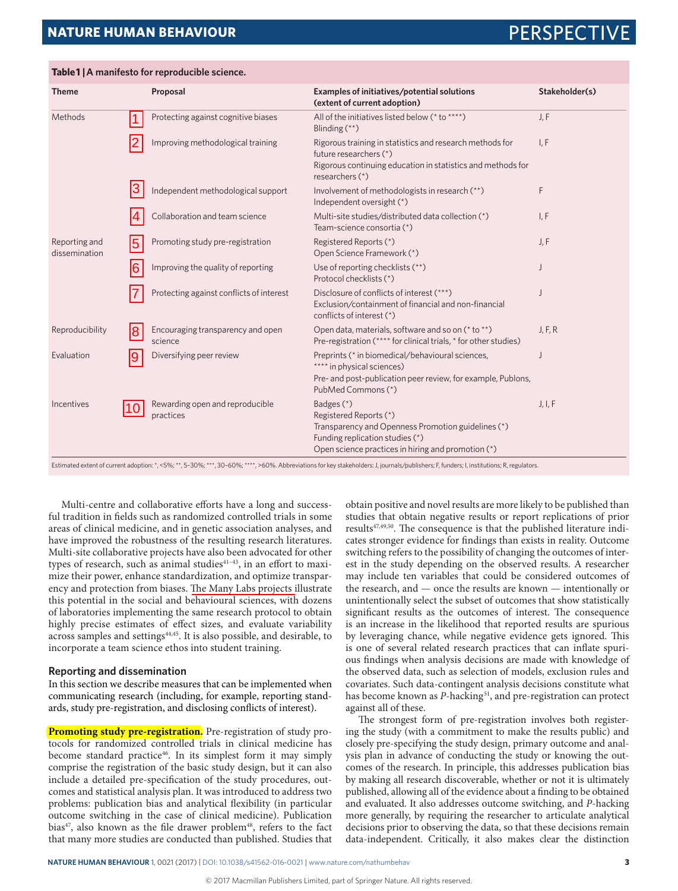**Table 1 | A manifesto for reproducible science.**

| Theme | | Proposal | Examples of initiatives/potential solutions (extent of current adoption) | Stakeholder(s) |
|---|---|---|---|---|
| Methods | 1 | Protecting against cognitive biases | All of the initiatives listed below (* to ****)<br>Blinding (**) | J, F |
| | 2 | Improving methodological training | Rigorous training in statistics and research methods for future researchers (*)<br>Rigorous continuing education in statistics and methods for researchers (*) | I, F |
| | 3 | Independent methodological support | Involvement of methodologists in research (**)<br>Independent oversight (*) | F |
| | 4 | Collaboration and team science | Multi-site studies/distributed data collection (*)<br>Team-science consortia (*) | I, F |
| Reporting and dissemination | 5 | Promoting study pre-registration | Registered Reports (*)<br>Open Science Framework (*) | J, F |
| | 6 | Improving the quality of reporting | Use of reporting checklists (**)<br>Protocol checklists (*) | J |
| | 7 | Protecting against conflicts of interest | Disclosure of conflicts of interest (***)<br>Exclusion/containment of financial and non-financial conflicts of interest (*) | J |
| Reproducibility | 8 | Encouraging transparency and open science | Open data, materials, software and so on (* to **)<br>Pre-registration (**** for clinical trials, * for other studies) | J, F, R |
| Evaluation | 9 | Diversifying peer review | Preprints (* in biomedical/behavioural sciences, **** in physical sciences)<br>Pre- and post-publication peer review, for example, Publons, PubMed Commons (*) | J |
| Incentives | 10 | Rewarding open and reproducible practices | Badges (*)<br>Registered Reports (*)<br>Transparency and Openness Promotion guidelines (*)<br>Funding replication studies (*)<br>Open science practices in hiring and promotion (*) | J, I, F |

Estimated extent of current adoption: *, <5%; **, 5–30%; ***, 30–60%; ****, >60%. Abbreviations for key stakeholders: J, journals/publishers; F, funders; I, institutions; R, regulators.

Multi-centre and collaborative efforts have a long and successful tradition in fields such as randomized controlled trials in some areas of clinical medicine, and in genetic association analyses, and have improved the robustness of the resulting research literatures. Multi-site collaborative projects have also been advocated for other types of research, such as animal studies[41–43], in an effort to maximize their power, enhance standardization, and optimize transparency and protection from biases. The Many Labs projects illustrate this potential in the social and behavioural sciences, with dozens of laboratories implementing the same research protocol to obtain highly precise estimates of effect sizes, and evaluate variability across samples and settings[44,45]. It is also possible, and desirable, to incorporate a team science ethos into student training.

### Reporting and dissemination

In this section we describe measures that can be implemented when communicating research (including, for example, reporting standards, study pre-registration, and disclosing conflicts of interest).

**Promoting study pre-registration.** Pre-registration of study protocols for randomized controlled trials in clinical medicine has become standard practice[46]. In its simplest form it may simply comprise the registration of the basic study design, but it can also include a detailed pre-specification of the study procedures, outcomes and statistical analysis plan. It was introduced to address two problems: publication bias and analytical flexibility (in particular outcome switching in the case of clinical medicine). Publication bias[47], also known as the file drawer problem[48], refers to the fact that many more studies are conducted than published. Studies that obtain positive and novel results are more likely to be published than studies that obtain negative results or report replications of prior results[47,49,50]. The consequence is that the published literature indicates stronger evidence for findings than exists in reality. Outcome switching refers to the possibility of changing the outcomes of interest in the study depending on the observed results. A researcher may include ten variables that could be considered outcomes of the research, and — once the results are known — intentionally or unintentionally select the subset of outcomes that show statistically significant results as the outcomes of interest. The consequence is an increase in the likelihood that reported results are spurious by leveraging chance, while negative evidence gets ignored. This is one of several related research practices that can inflate spurious findings when analysis decisions are made with knowledge of the observed data, such as selection of models, exclusion rules and covariates. Such data-contingent analysis decisions constitute what has become known as *P*-hacking[51], and pre-registration can protect against all of these.

The strongest form of pre-registration involves both registering the study (with a commitment to make the results public) and closely pre-specifying the study design, primary outcome and analysis plan in advance of conducting the study or knowing the outcomes of the research. In principle, this addresses publication bias by making all research discoverable, whether or not it is ultimately published, allowing all of the evidence about a finding to be obtained and evaluated. It also addresses outcome switching, and *P*-hacking more generally, by requiring the researcher to articulate analytical decisions prior to observing the data, so that these decisions remain data-independent. Critically, it also makes clear the distinction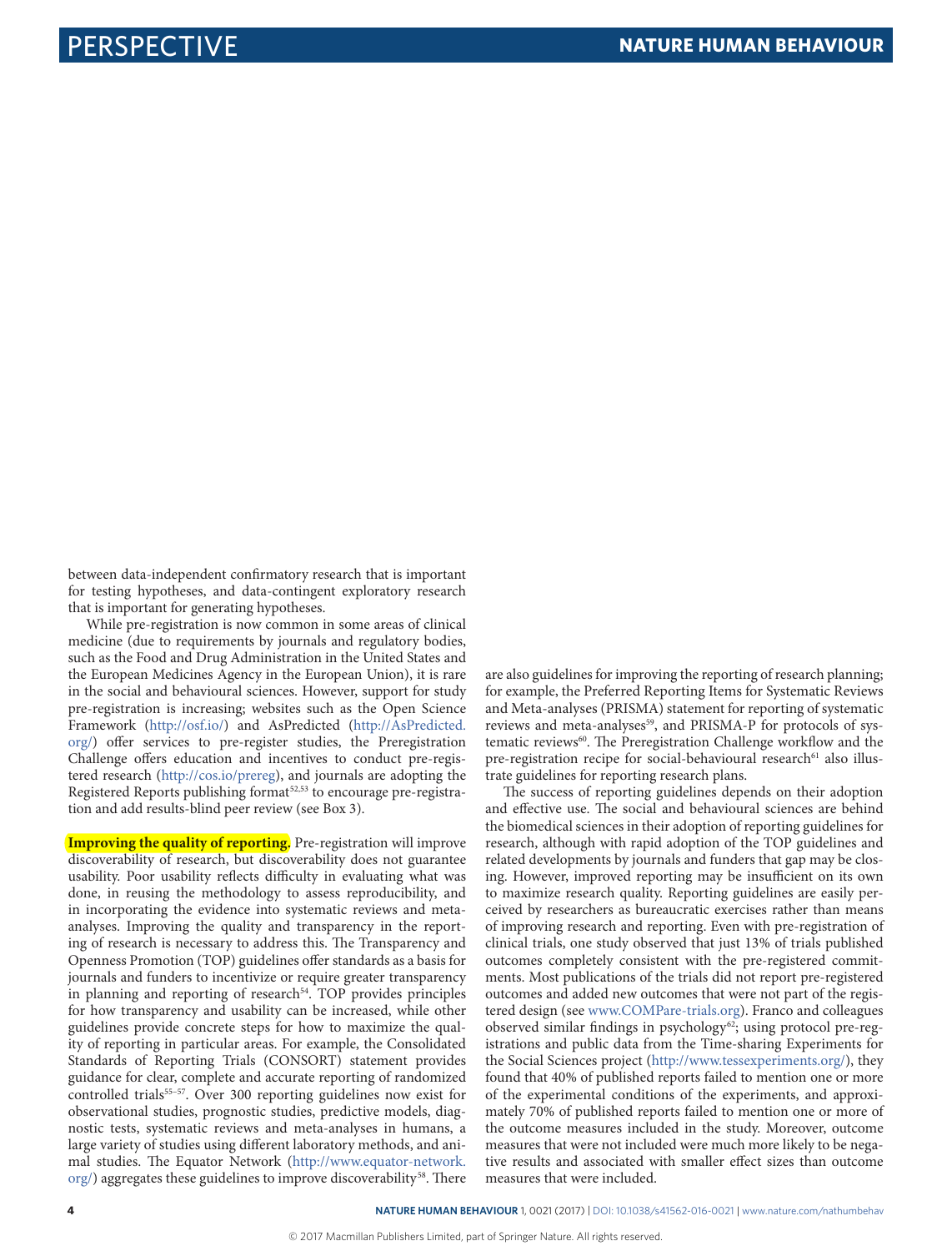between data-independent confirmatory research that is important for testing hypotheses, and data-contingent exploratory research that is important for generating hypotheses.

While pre-registration is now common in some areas of clinical medicine (due to requirements by journals and regulatory bodies, such as the Food and Drug Administration in the United States and the European Medicines Agency in the European Union), it is rare in the social and behavioural sciences. However, support for study pre-registration is increasing; websites such as the Open Science Framework (http://osf.io/) and AsPredicted (http://AsPredicted.org/) offer services to pre-register studies, the Preregistration Challenge offers education and incentives to conduct pre-registered research (http://cos.io/prereg), and journals are adopting the Registered Reports publishing format[52,53] to encourage pre-registration and add results-blind peer review (see Box 3).

**Improving the quality of reporting.** Pre-registration will improve discoverability of research, but discoverability does not guarantee usability. Poor usability reflects difficulty in evaluating what was done, in reusing the methodology to assess reproducibility, and in incorporating the evidence into systematic reviews and meta-analyses. Improving the quality and transparency in the reporting of research is necessary to address this. The Transparency and Openness Promotion (TOP) guidelines offer standards as a basis for journals and funders to incentivize or require greater transparency in planning and reporting of research[54]. TOP provides principles for how transparency and usability can be increased, while other guidelines provide concrete steps for how to maximize the quality of reporting in particular areas. For example, the Consolidated Standards of Reporting Trials (CONSORT) statement provides guidance for clear, complete and accurate reporting of randomized controlled trials[55–57]. Over 300 reporting guidelines now exist for observational studies, prognostic studies, predictive models, diagnostic tests, systematic reviews and meta-analyses in humans, a large variety of studies using different laboratory methods, and animal studies. The Equator Network (http://www.equator-network.org/) aggregates these guidelines to improve discoverability[58]. There are also guidelines for improving the reporting of research planning; for example, the Preferred Reporting Items for Systematic Reviews and Meta-analyses (PRISMA) statement for reporting of systematic reviews and meta-analyses[59], and PRISMA-P for protocols of systematic reviews[60]. The Preregistration Challenge workflow and the pre-registration recipe for social-behavioural research[61] also illustrate guidelines for reporting research plans.

The success of reporting guidelines depends on their adoption and effective use. The social and behavioural sciences are behind the biomedical sciences in their adoption of reporting guidelines for research, although with rapid adoption of the TOP guidelines and related developments by journals and funders that gap may be closing. However, improved reporting may be insufficient on its own to maximize research quality. Reporting guidelines are easily perceived by researchers as bureaucratic exercises rather than means of improving research and reporting. Even with pre-registration of clinical trials, one study observed that just 13% of trials published outcomes completely consistent with the pre-registered commitments. Most publications of the trials did not report pre-registered outcomes and added new outcomes that were not part of the registered design (see www.COMPare-trials.org). Franco and colleagues observed similar findings in psychology[62]; using protocol pre-registrations and public data from the Time-sharing Experiments for the Social Sciences project (http://www.tessexperiments.org/), they found that 40% of published reports failed to mention one or more of the experimental conditions of the experiments, and approximately 70% of published reports failed to mention one or more of the outcome measures included in the study. Moreover, outcome measures that were not included were much more likely to be negative results and associated with smaller effect sizes than outcome measures that were included.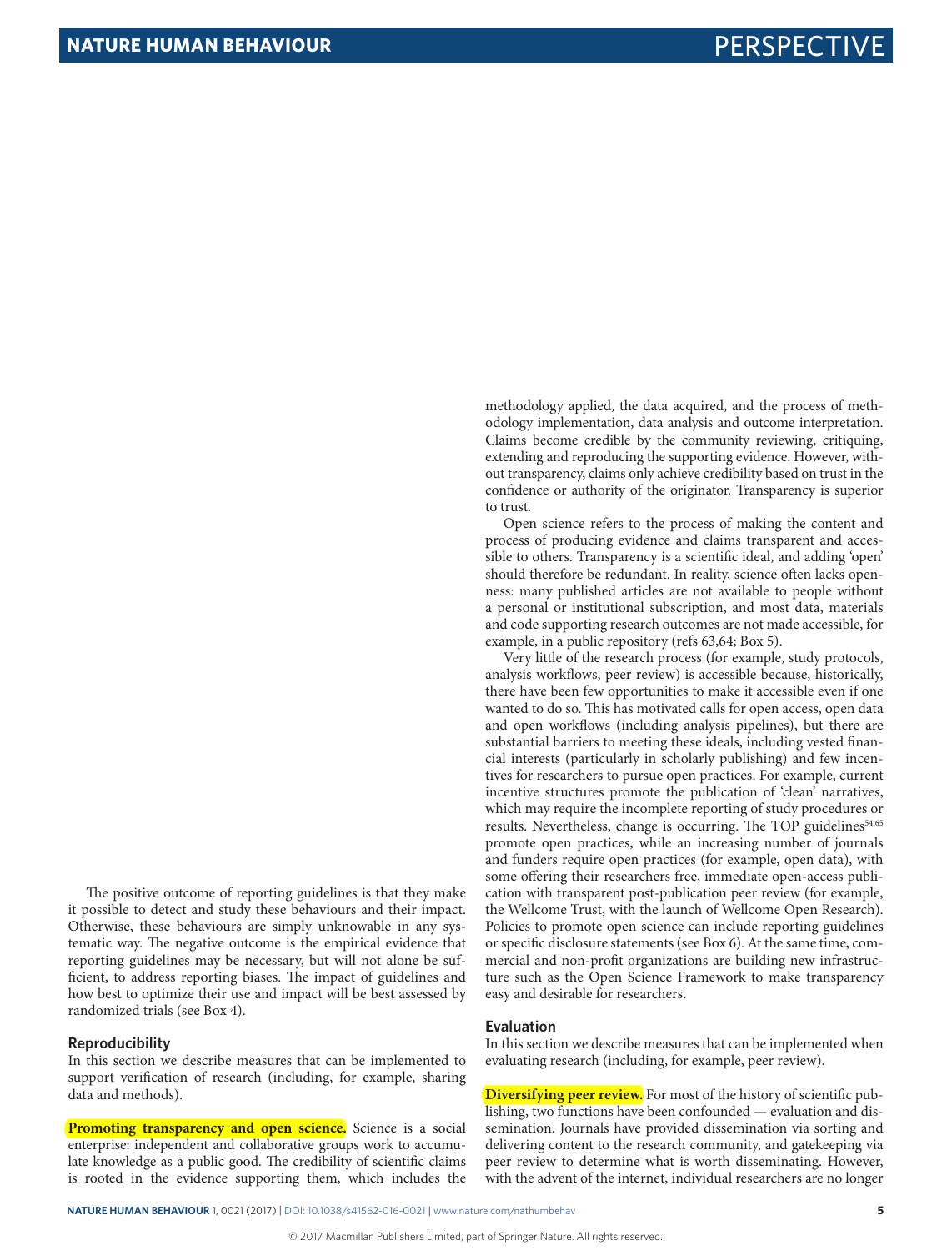The positive outcome of reporting guidelines is that they make it possible to detect and study these behaviours and their impact. Otherwise, these behaviours are simply unknowable in any systematic way. The negative outcome is the empirical evidence that reporting guidelines may be necessary, but will not alone be sufficient, to address reporting biases. The impact of guidelines and how best to optimize their use and impact will be best assessed by randomized trials (see Box 4).

### Reproducibility

In this section we describe measures that can be implemented to support verification of research (including, for example, sharing data and methods).

**Promoting transparency and open science.** Science is a social enterprise: independent and collaborative groups work to accumulate knowledge as a public good. The credibility of scientific claims is rooted in the evidence supporting them, which includes the methodology applied, the data acquired, and the process of methodology implementation, data analysis and outcome interpretation. Claims become credible by the community reviewing, critiquing, extending and reproducing the supporting evidence. However, without transparency, claims only achieve credibility based on trust in the confidence or authority of the originator. Transparency is superior to trust.

Open science refers to the process of making the content and process of producing evidence and claims transparent and accessible to others. Transparency is a scientific ideal, and adding 'open' should therefore be redundant. In reality, science often lacks openness: many published articles are not available to people without a personal or institutional subscription, and most data, materials and code supporting research outcomes are not made accessible, for example, in a public repository (refs 63,64; Box 5).

Very little of the research process (for example, study protocols, analysis workflows, peer review) is accessible because, historically, there have been few opportunities to make it accessible even if one wanted to do so. This has motivated calls for open access, open data and open workflows (including analysis pipelines), but there are substantial barriers to meeting these ideals, including vested financial interests (particularly in scholarly publishing) and few incentives for researchers to pursue open practices. For example, current incentive structures promote the publication of 'clean' narratives, which may require the incomplete reporting of study procedures or results. Nevertheless, change is occurring. The TOP guidelines[54,65] promote open practices, while an increasing number of journals and funders require open practices (for example, open data), with some offering their researchers free, immediate open-access publication with transparent post-publication peer review (for example, the Wellcome Trust, with the launch of Wellcome Open Research). Policies to promote open science can include reporting guidelines or specific disclosure statements (see Box 6). At the same time, commercial and non-profit organizations are building new infrastructure such as the Open Science Framework to make transparency easy and desirable for researchers.

### Evaluation

In this section we describe measures that can be implemented when evaluating research (including, for example, peer review).

**Diversifying peer review.** For most of the history of scientific publishing, two functions have been confounded — evaluation and dissemination. Journals have provided dissemination via sorting and delivering content to the research community, and gatekeeping via peer review to determine what is worth disseminating. However, with the advent of the internet, individual researchers are no longer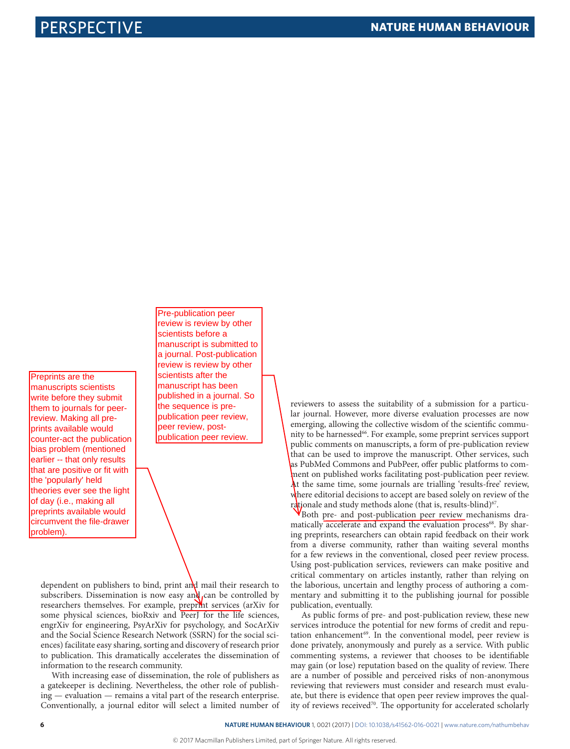Preprints are the manuscripts scientists write before they submit them to journals for peer-review. Making all pre-prints available would counter-act the publication bias problem (mentioned earlier -- that only results that are positive or fit with the 'popularly' held theories ever see the light of day (i.e., making all preprints available would circumvent the file-drawer problem).

Pre-publication peer review is review by other scientists before a manuscript is submitted to a journal. Post-publication review is review by other scientists after the manuscript has been published in a journal. So the sequence is pre-publication peer review, peer review, post-publication peer review.

dependent on publishers to bind, print and mail their research to subscribers. Dissemination is now easy and can be controlled by researchers themselves. For example, preprint services (arXiv for some physical sciences, bioRxiv and PeerJ for the life sciences, engrXiv for engineering, PsyArXiv for psychology, and SocArXiv and the Social Science Research Network (SSRN) for the social sciences) facilitate easy sharing, sorting and discovery of research prior to publication. This dramatically accelerates the dissemination of information to the research community.

With increasing ease of dissemination, the role of publishers as a gatekeeper is declining. Nevertheless, the other role of publishing — evaluation — remains a vital part of the research enterprise. Conventionally, a journal editor will select a limited number of reviewers to assess the suitability of a submission for a particular journal. However, more diverse evaluation processes are now emerging, allowing the collective wisdom of the scientific community to be harnessed[66]. For example, some preprint services support public comments on manuscripts, a form of pre-publication review that can be used to improve the manuscript. Other services, such as PubMed Commons and PubPeer, offer public platforms to comment on published works facilitating post-publication peer review. At the same time, some journals are trialling 'results-free' review, where editorial decisions to accept are based solely on review of the rationale and study methods alone (that is, results-blind)[67].

Both pre- and post-publication peer review mechanisms dramatically accelerate and expand the evaluation process[68]. By sharing preprints, researchers can obtain rapid feedback on their work from a diverse community, rather than waiting several months for a few reviews in the conventional, closed peer review process. Using post-publication services, reviewers can make positive and critical commentary on articles instantly, rather than relying on the laborious, uncertain and lengthy process of authoring a commentary and submitting it to the publishing journal for possible publication, eventually.

As public forms of pre- and post-publication review, these new services introduce the potential for new forms of credit and reputation enhancement[69]. In the conventional model, peer review is done privately, anonymously and purely as a service. With public commenting systems, a reviewer that chooses to be identifiable may gain (or lose) reputation based on the quality of review. There are a number of possible and perceived risks of non-anonymous reviewing that reviewers must consider and research must evaluate, but there is evidence that open peer review improves the quality of reviews received[70]. The opportunity for accelerated scholarly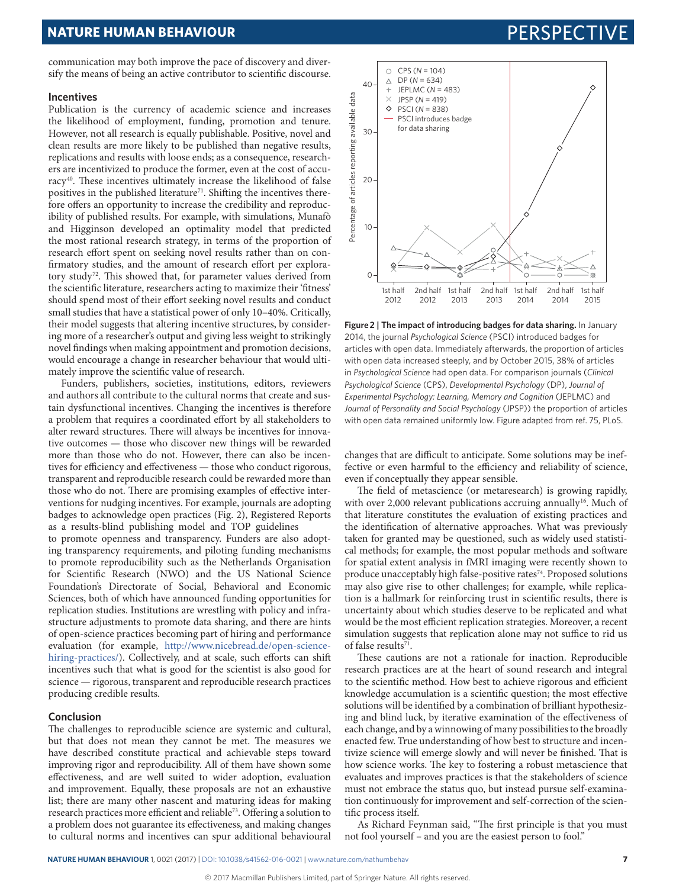communication may both improve the pace of discovery and diversify the means of being an active contributor to scientific discourse.

### Incentives

Publication is the currency of academic science and increases the likelihood of employment, funding, promotion and tenure. However, not all research is equally publishable. Positive, novel and clean results are more likely to be published than negative results, replications and results with loose ends; as a consequence, researchers are incentivized to produce the former, even at the cost of accuracy[40]. These incentives ultimately increase the likelihood of false positives in the published literature[71]. Shifting the incentives therefore offers an opportunity to increase the credibility and reproducibility of published results. For example, with simulations, Munafò and Higginson developed an optimality model that predicted the most rational research strategy, in terms of the proportion of research effort spent on seeking novel results rather than on confirmatory studies, and the amount of research effort per exploratory study[72]. This showed that, for parameter values derived from the scientific literature, researchers acting to maximize their 'fitness' should spend most of their effort seeking novel results and conduct small studies that have a statistical power of only 10–40%. Critically, their model suggests that altering incentive structures, by considering more of a researcher's output and giving less weight to strikingly novel findings when making appointment and promotion decisions, would encourage a change in researcher behaviour that would ultimately improve the scientific value of research.

Funders, publishers, societies, institutions, editors, reviewers and authors all contribute to the cultural norms that create and sustain dysfunctional incentives. Changing the incentives is therefore a problem that requires a coordinated effort by all stakeholders to alter reward structures. There will always be incentives for innovative outcomes — those who discover new things will be rewarded more than those who do not. However, there can also be incentives for efficiency and effectiveness — those who conduct rigorous, transparent and reproducible research could be rewarded more than those who do not. There are promising examples of effective interventions for nudging incentives. For example, journals are adopting badges to acknowledge open practices (Fig. 2), Registered Reports as a results-blind publishing model and TOP guidelines to promote openness and transparency. Funders are also adopting transparency requirements, and piloting funding mechanisms to promote reproducibility such as the Netherlands Organisation for Scientific Research (NWO) and the US National Science Foundation's Directorate of Social, Behavioral and Economic Sciences, both of which have announced funding opportunities for replication studies. Institutions are wrestling with policy and infrastructure adjustments to promote data sharing, and there are hints of open-science practices becoming part of hiring and performance evaluation (for example, http://www.nicebread.de/open-science-hiring-practices/). Collectively, and at scale, such efforts can shift incentives such that what is good for the scientist is also good for science — rigorous, transparent and reproducible research practices producing credible results.

**Figure 2 | The impact of introducing badges for data sharing.** In January 2014, the journal *Psychological Science* (PSCI) introduced badges for articles with open data. Immediately afterwards, the proportion of articles with open data increased steeply, and by October 2015, 38% of articles in *Psychological Science* had open data. For comparison journals (*Clinical Psychological Science* (CPS), *Developmental Psychology* (DP), *Journal of Experimental Psychology: Learning, Memory and Cognition* (JEPLMC) and *Journal of Personality and Social Psychology* (JPSP)) the proportion of articles with open data remained uniformly low. Figure adapted from ref. 75, PLoS.

### Conclusion

The challenges to reproducible science are systemic and cultural, but that does not mean they cannot be met. The measures we have described constitute practical and achievable steps toward improving rigor and reproducibility. All of them have shown some effectiveness, and are well suited to wider adoption, evaluation and improvement. Equally, these proposals are not an exhaustive list; there are many other nascent and maturing ideas for making research practices more efficient and reliable[73]. Offering a solution to a problem does not guarantee its effectiveness, and making changes to cultural norms and incentives can spur additional behavioural changes that are difficult to anticipate. Some solutions may be ineffective or even harmful to the efficiency and reliability of science, even if conceptually they appear sensible.

The field of metascience (or metaresearch) is growing rapidly, with over 2,000 relevant publications accruing annually[16]. Much of that literature constitutes the evaluation of existing practices and the identification of alternative approaches. What was previously taken for granted may be questioned, such as widely used statistical methods; for example, the most popular methods and software for spatial extent analysis in fMRI imaging were recently shown to produce unacceptably high false-positive rates[74]. Proposed solutions may also give rise to other challenges; for example, while replication is a hallmark for reinforcing trust in scientific results, there is uncertainty about which studies deserve to be replicated and what would be the most efficient replication strategies. Moreover, a recent simulation suggests that replication alone may not suffice to rid us of false results[71].

These cautions are not a rationale for inaction. Reproducible research practices are at the heart of sound research and integral to the scientific method. How best to achieve rigorous and efficient knowledge accumulation is a scientific question; the most effective solutions will be identified by a combination of brilliant hypothesizing and blind luck, by iterative examination of the effectiveness of each change, and by a winnowing of many possibilities to the broadly enacted few. True understanding of how best to structure and incentivize science will emerge slowly and will never be finished. That is how science works. The key to fostering a robust metascience that evaluates and improves practices is that the stakeholders of science must not embrace the status quo, but instead pursue self-examination continuously for improvement and self-correction of the scientific process itself.

As Richard Feynman said, "The first principle is that you must not fool yourself – and you are the easiest person to fool."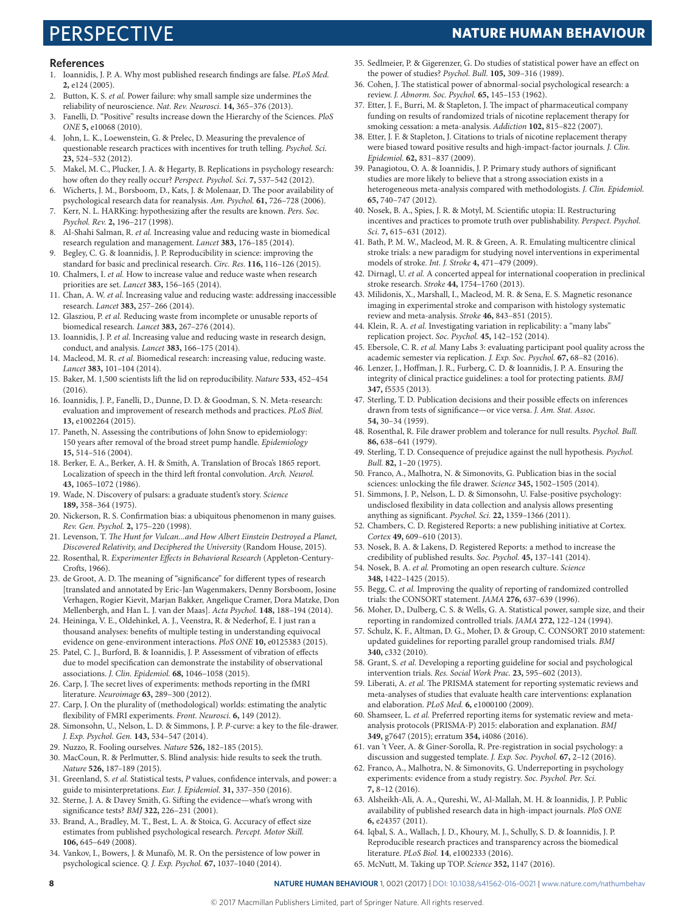## References

1. Ioannidis, J. P. A. Why most published research findings are false. *PLoS Med.* **2,** e124 (2005).
2. Button, K. S. *et al.* Power failure: why small sample size undermines the reliability of neuroscience. *Nat. Rev. Neurosci.* **14,** 365–376 (2013).
3. Fanelli, D. "Positive" results increase down the Hierarchy of the Sciences. *PloS ONE* **5,** e10068 (2010).
4. John, L. K., Loewenstein, G. & Prelec, D. Measuring the prevalence of questionable research practices with incentives for truth telling. *Psychol. Sci.* **23,** 524–532 (2012).
5. Makel, M. C., Plucker, J. A. & Hegarty, B. Replications in psychology research: how often do they really occur? *Perspect. Psychol. Sci.* **7,** 537–542 (2012).
6. Wicherts, J. M., Borsboom, D., Kats, J. & Molenaar, D. The poor availability of psychological research data for reanalysis. *Am. Psychol.* **61,** 726–728 (2006).
7. Kerr, N. L. HARKing: hypothesizing after the results are known. *Pers. Soc. Psychol. Rev.* **2,** 196–217 (1998).
8. Al-Shahi Salman, R. *et al.* Increasing value and reducing waste in biomedical research regulation and management. *Lancet* **383,** 176–185 (2014).
9. Begley, C. G. & Ioannidis, J. P. Reproducibility in science: improving the standard for basic and preclinical research. *Circ. Res.* **116,** 116–126 (2015).
10. Chalmers, I. *et al.* How to increase value and reduce waste when research priorities are set. *Lancet* **383,** 156–165 (2014).
11. Chan, A. W. *et al.* Increasing value and reducing waste: addressing inaccessible research. *Lancet* **383,** 257–266 (2014).
12. Glasziou, P. *et al.* Reducing waste from incomplete or unusable reports of biomedical research. *Lancet* **383,** 267–276 (2014).
13. Ioannidis, J. P. *et al.* Increasing value and reducing waste in research design, conduct, and analysis. *Lancet* **383,** 166–175 (2014).
14. Macleod, M. R. *et al.* Biomedical research: increasing value, reducing waste. *Lancet* **383,** 101–104 (2014).
15. Baker, M. 1,500 scientists lift the lid on reproducibility. *Nature* **533,** 452–454 (2016).
16. Ioannidis, J. P., Fanelli, D., Dunne, D. D. & Goodman, S. N. Meta-research: evaluation and improvement of research methods and practices. *PLoS Biol.* **13,** e1002264 (2015).
17. Paneth, N. Assessing the contributions of John Snow to epidemiology: 150 years after removal of the broad street pump handle. *Epidemiology* **15,** 514–516 (2004).
18. Berker, E. A., Berker, A. H. & Smith, A. Translation of Broca's 1865 report. Localization of speech in the third left frontal convolution. *Arch. Neurol.* **43,** 1065–1072 (1986).
19. Wade, N. Discovery of pulsars: a graduate student's story. *Science* **189,** 358–364 (1975).
20. Nickerson, R. S. Confirmation bias: a ubiquitous phenomenon in many guises. *Rev. Gen. Psychol.* **2,** 175–220 (1998).
21. Levenson, T. *The Hunt for Vulcan...and How Albert Einstein Destroyed a Planet, Discovered Relativity, and Deciphered the University* (Random House, 2015).
22. Rosenthal, R. *Experimenter Effects in Behavioral Research* (Appleton-Century-Crofts, 1966).
23. de Groot, A. D. The meaning of "significance" for different types of research [translated and annotated by Eric-Jan Wagenmakers, Denny Borsboom, Josine Verhagen, Rogier Kievit, Marjan Bakker, Angelique Cramer, Dora Matzke, Don Mellenbergh, and Han L. J. van der Maas]. *Acta Psychol.* **148,** 188–194 (2014).
24. Heininga, V. E., Oldehinkel, A. J., Veenstra, R. & Nederhof, E. I just ran a thousand analyses: benefits of multiple testing in understanding equivocal evidence on gene-environment interactions. *PloS ONE* **10,** e0125383 (2015).
25. Patel, C. J., Burford, B. & Ioannidis, J. P. Assessment of vibration of effects due to model specification can demonstrate the instability of observational associations. *J. Clin. Epidemiol.* **68,** 1046–1058 (2015).
26. Carp, J. The secret lives of experiments: methods reporting in the fMRI literature. *Neuroimage* **63,** 289–300 (2012).
27. Carp, J. On the plurality of (methodological) worlds: estimating the analytic flexibility of FMRI experiments. *Front. Neurosci.* **6,** 149 (2012).
28. Simonsohn, U., Nelson, L. D. & Simmons, J. P. *P*-curve: a key to the file-drawer. *J. Exp. Psychol. Gen.* **143,** 534–547 (2014).
29. Nuzzo, R. Fooling ourselves. *Nature* **526,** 182–185 (2015).
30. MacCoun, R. & Perlmutter, S. Blind analysis: hide results to seek the truth. *Nature* **526,** 187–189 (2015).
31. Greenland, S. *et al.* Statistical tests, *P* values, confidence intervals, and power: a guide to misinterpretations. *Eur. J. Epidemiol.* **31,** 337–350 (2016).
32. Sterne, J. A. & Davey Smith, G. Sifting the evidence—what's wrong with significance tests? *BMJ* **322,** 226–231 (2001).
33. Brand, A., Bradley, M. T., Best, L. A. & Stoica, G. Accuracy of effect size estimates from published psychological research. *Percept. Motor Skill.* **106,** 645–649 (2008).
34. Vankov, I., Bowers, J. & Munafò, M. R. On the persistence of low power in psychological science. *Q. J. Exp. Psychol.* **67,** 1037–1040 (2014).
35. Sedlmeier, P. & Gigerenzer, G. Do studies of statistical power have an effect on the power of studies? *Psychol. Bull.* **105,** 309–316 (1989).
36. Cohen, J. The statistical power of abnormal-social psychological research: a review. *J. Abnorm. Soc. Psychol.* **65,** 145–153 (1962).
37. Etter, J. F., Burri, M. & Stapleton, J. The impact of pharmaceutical company funding on results of randomized trials of nicotine replacement therapy for smoking cessation: a meta-analysis. *Addiction* **102,** 815–822 (2007).
38. Etter, J. F. & Stapleton, J. Citations to trials of nicotine replacement therapy were biased toward positive results and high-impact-factor journals. *J. Clin. Epidemiol.* **62,** 831–837 (2009).
39. Panagiotou, O. A. & Ioannidis, J. P. Primary study authors of significant studies are more likely to believe that a strong association exists in a heterogeneous meta-analysis compared with methodologists. *J. Clin. Epidemiol.* **65,** 740–747 (2012).
40. Nosek, B. A., Spies, J. R. & Motyl, M. Scientific utopia: II. Restructuring incentives and practices to promote truth over publishability. *Perspect. Psychol. Sci.* **7,** 615–631 (2012).
41. Bath, P. M. W., Macleod, M. R. & Green, A. R. Emulating multicentre clinical stroke trials: a new paradigm for studying novel interventions in experimental models of stroke. *Int. J. Stroke* **4,** 471–479 (2009).
42. Dirnagl, U. *et al.* A concerted appeal for international cooperation in preclinical stroke research. *Stroke* **44,** 1754–1760 (2013).
43. Milidonis, X., Marshall, I., Macleod, M. R. & Sena, E. S. Magnetic resonance imaging in experimental stroke and comparison with histology systematic review and meta-analysis. *Stroke* **46,** 843–851 (2015).
44. Klein, R. A. *et al.* Investigating variation in replicability: a "many labs" replication project. *Soc. Psychol.* **45,** 142–152 (2014).
45. Ebersole, C. R. *et al.* Many Labs 3: evaluating participant pool quality across the academic semester via replication. *J. Exp. Soc. Psychol.* **67,** 68–82 (2016).
46. Lenzer, J., Hoffman, J. R., Furberg, C. D. & Ioannidis, J. P. A. Ensuring the integrity of clinical practice guidelines: a tool for protecting patients. *BMJ* **347,** f5535 (2013).
47. Sterling, T. D. Publication decisions and their possible effects on inferences drawn from tests of significance—or vice versa. *J. Am. Stat. Assoc.* **54,** 30–34 (1959).
48. Rosenthal, R. File drawer problem and tolerance for null results. *Psychol. Bull.* **86,** 638–641 (1979).
49. Sterling, T. D. Consequence of prejudice against the null hypothesis. *Psychol. Bull.* **82,** 1–20 (1975).
50. Franco, A., Malhotra, N. & Simonovits, G. Publication bias in the social sciences: unlocking the file drawer. *Science* **345,** 1502–1505 (2014).
51. Simmons, J. P., Nelson, L. D. & Simonsohn, U. False-positive psychology: undisclosed flexibility in data collection and analysis allows presenting anything as significant. *Psychol. Sci.* **22,** 1359–1366 (2011).
52. Chambers, C. D. Registered Reports: a new publishing initiative at Cortex. *Cortex* **49,** 609–610 (2013).
53. Nosek, B. A. & Lakens, D. Registered Reports: a method to increase the credibility of published results. *Soc. Psychol.* **45,** 137–141 (2014).
54. Nosek, B. A. *et al.* Promoting an open research culture. *Science* **348,** 1422–1425 (2015).
55. Begg, C. *et al.* Improving the quality of reporting of randomized controlled trials: the CONSORT statement. *JAMA* **276,** 637–639 (1996).
56. Moher, D., Dulberg, C. S. & Wells, G. A. Statistical power, sample size, and their reporting in randomized controlled trials. *JAMA* **272,** 122–124 (1994).
57. Schulz, K. F., Altman, D. G., Moher, D. & Group, C. CONSORT 2010 statement: updated guidelines for reporting parallel group randomised trials. *BMJ* **340,** c332 (2010).
58. Grant, S. *et al.* Developing a reporting guideline for social and psychological intervention trials. *Res. Social Work Prac.* **23,** 595–602 (2013).
59. Liberati, A. *et al.* The PRISMA statement for reporting systematic reviews and meta-analyses of studies that evaluate health care interventions: explanation and elaboration. *PLoS Med.* **6,** e1000100 (2009).
60. Shamseer, L. *et al.* Preferred reporting items for systematic review and meta-analysis protocols (PRISMA-P) 2015: elaboration and explanation. *BMJ* **349,** g7647 (2015); erratum **354,** i4086 (2016).
61. van 't Veer, A. & Giner-Sorolla, R. Pre-registration in social psychology: a discussion and suggested template. *J. Exp. Soc. Psychol.* **67,** 2–12 (2016).
62. Franco, A., Malhotra, N. & Simonovits, G. Underreporting in psychology experiments: evidence from a study registry. *Soc. Psychol. Per. Sci.* **7,** 8–12 (2016).
63. Alsheikh-Ali, A. A., Qureshi, W., Al-Mallah, M. H. & Ioannidis, J. P. Public availability of published research data in high-impact journals. *PloS ONE* **6,** e24357 (2011).
64. Iqbal, S. A., Wallach, J. D., Khoury, M. J., Schully, S. D. & Ioannidis, J. P. Reproducible research practices and transparency across the biomedical literature. *PLoS Biol.* **14**, e1002333 (2016).
65. McNutt, M. Taking up TOP. *Science* **352,** 1147 (2016).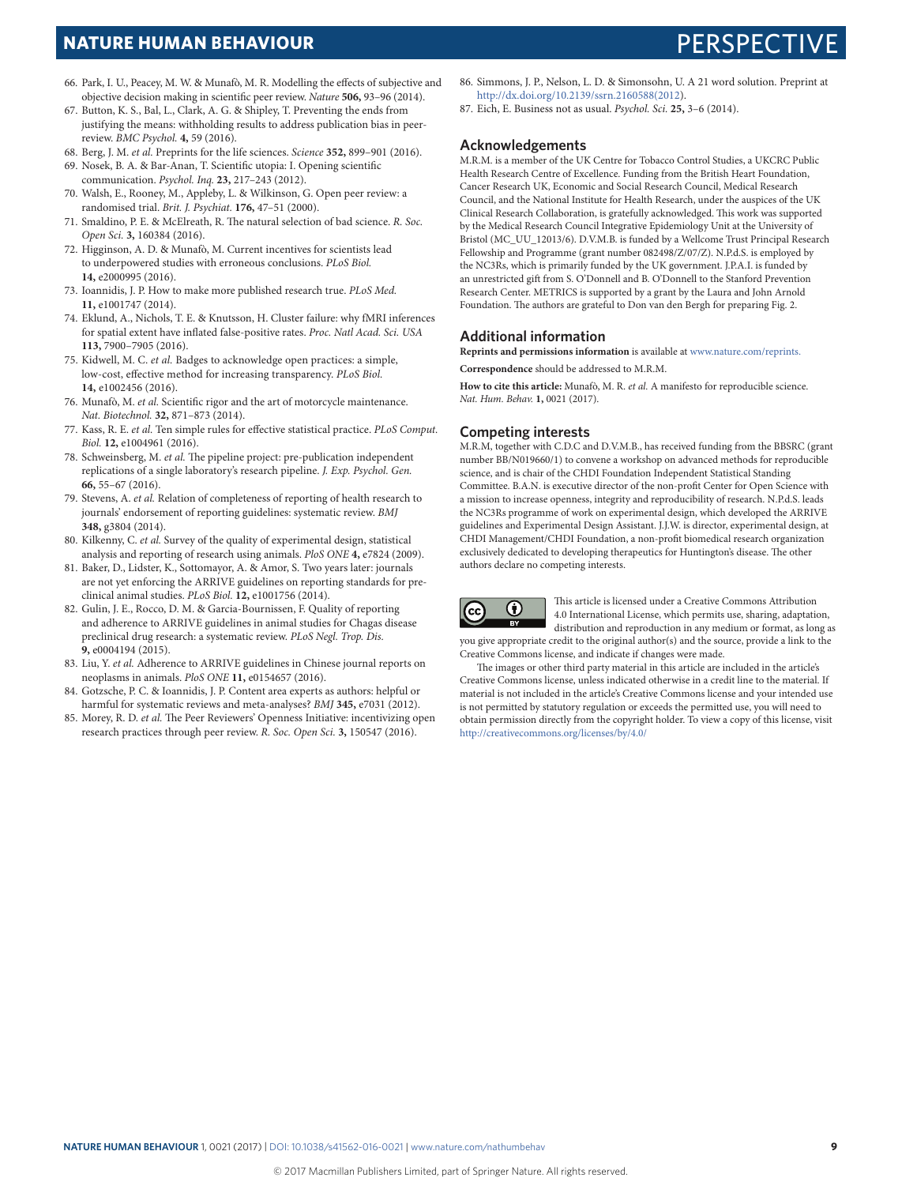66. Park, I. U., Peacey, M. W. & Munafò, M. R. Modelling the effects of subjective and objective decision making in scientific peer review. *Nature* **506,** 93–96 (2014).
67. Button, K. S., Bal, L., Clark, A. G. & Shipley, T. Preventing the ends from justifying the means: withholding results to address publication bias in peer-review. *BMC Psychol.* **4,** 59 (2016).
68. Berg, J. M. *et al.* Preprints for the life sciences. *Science* **352,** 899–901 (2016).
69. Nosek, B. A. & Bar-Anan, Y. Scientific utopia: I. Opening scientific communication. *Psychol. Inq.* **23,** 217–243 (2012).
70. Walsh, E., Rooney, M., Appleby, L. & Wilkinson, G. Open peer review: a randomised trial. *Brit. J. Psychiat.* **176,** 47–51 (2000).
71. Smaldino, P. E. & McElreath, R. The natural selection of bad science. *R. Soc. Open Sci.* **3,** 160384 (2016).
72. Higginson, A. D. & Munafò, M. Current incentives for scientists lead to underpowered studies with erroneous conclusions. *PLoS Biol.* **14,** e2000995 (2016).
73. Ioannidis, J. P. How to make more published research true. *PLoS Med.* **11,** e1001747 (2014).
74. Eklund, A., Nichols, T. E. & Knutsson, H. Cluster failure: why fMRI inferences for spatial extent have inflated false-positive rates. *Proc. Natl Acad. Sci. USA* **113,** 7900–7905 (2016).
75. Kidwell, M. C. *et al.* Badges to acknowledge open practices: a simple, low-cost, effective method for increasing transparency. *PLoS Biol.* **14,** e1002456 (2016).
76. Munafò, M. *et al.* Scientific rigor and the art of motorcycle maintenance. *Nat. Biotechnol.* **32,** 871–873 (2014).
77. Kass, R. E. *et al.* Ten simple rules for effective statistical practice. *PLoS Comput. Biol.* **12,** e1004961 (2016).
78. Schweinsberg, M. *et al.* The pipeline project: pre-publication independent replications of a single laboratory's research pipeline. *J. Exp. Psychol. Gen.* **66,** 55–67 (2016).
79. Stevens, A. *et al.* Relation of completeness of reporting of health research to journals' endorsement of reporting guidelines: systematic review. *BMJ* **348,** g3804 (2014).
80. Kilkenny, C. *et al.* Survey of the quality of experimental design, statistical analysis and reporting of research using animals. *PloS ONE* **4,** e7824 (2009).
81. Baker, D., Lidster, K., Sottomayor, A. & Amor, S. Two years later: journals are not yet enforcing the ARRIVE guidelines on reporting standards for pre-clinical animal studies. *PLoS Biol.* **12,** e1001756 (2014).
82. Gulin, J. E., Rocco, D. M. & Garcia-Bournissen, F. Quality of reporting and adherence to ARRIVE guidelines in animal studies for Chagas disease preclinical drug research: a systematic review. *PLoS Negl. Trop. Dis.* **9,** e0004194 (2015).
83. Liu, Y. *et al.* Adherence to ARRIVE guidelines in Chinese journal reports on neoplasms in animals. *PloS ONE* **11,** e0154657 (2016).
84. Gotzsche, P. C. & Ioannidis, J. P. Content area experts as authors: helpful or harmful for systematic reviews and meta-analyses? *BMJ* **345,** e7031 (2012).
85. Morey, R. D. *et al.* The Peer Reviewers' Openness Initiative: incentivizing open research practices through peer review. *R. Soc. Open Sci.* **3,** 150547 (2016).
86. Simmons, J. P., Nelson, L. D. & Simonsohn, U. A 21 word solution. Preprint at http://dx.doi.org/10.2139/ssrn.2160588(2012).
87. Eich, E. Business not as usual. *Psychol. Sci.* **25,** 3–6 (2014).

## Acknowledgements

M.R.M. is a member of the UK Centre for Tobacco Control Studies, a UKCRC Public Health Research Centre of Excellence. Funding from the British Heart Foundation, Cancer Research UK, Economic and Social Research Council, Medical Research Council, and the National Institute for Health Research, under the auspices of the UK Clinical Research Collaboration, is gratefully acknowledged. This work was supported by the Medical Research Council Integrative Epidemiology Unit at the University of Bristol (MC_UU_12013/6). D.V.M.B. is funded by a Wellcome Trust Principal Research Fellowship and Programme (grant number 082498/Z/07/Z). N.P.d.S. is employed by the NC3Rs, which is primarily funded by the UK government. J.P.A.I. is funded by an unrestricted gift from S. O'Donnell and B. O'Donnell to the Stanford Prevention Research Center. METRICS is supported by a grant by the Laura and John Arnold Foundation. The authors are grateful to Don van den Bergh for preparing Fig. 2.

## Additional information

**Reprints and permissions information** is available at www.nature.com/reprints.

**Correspondence** should be addressed to M.R.M.

**How to cite this article:** Munafò, M. R. *et al.* A manifesto for reproducible science. *Nat. Hum. Behav.* **1,** 0021 (2017).

## Competing interests

M.R.M, together with C.D.C and D.V.M.B., has received funding from the BBSRC (grant number BB/N019660/1) to convene a workshop on advanced methods for reproducible science, and is chair of the CHDI Foundation Independent Statistical Standing Committee. B.A.N. is executive director of the non-profit Center for Open Science with a mission to increase openness, integrity and reproducibility of research. N.P.d.S. leads the NC3Rs programme of work on experimental design, which developed the ARRIVE guidelines and Experimental Design Assistant. J.J.W. is director, experimental design, at CHDI Management/CHDI Foundation, a non-profit biomedical research organization exclusively dedicated to developing therapeutics for Huntington's disease. The other authors declare no competing interests.

This article is licensed under a Creative Commons Attribution 4.0 International License, which permits use, sharing, adaptation, distribution and reproduction in any medium or format, as long as you give appropriate credit to the original author(s) and the source, provide a link to the Creative Commons license, and indicate if changes were made.

The images or other third party material in this article are included in the article's Creative Commons license, unless indicated otherwise in a credit line to the material. If material is not included in the article's Creative Commons license and your intended use is not permitted by statutory regulation or exceeds the permitted use, you will need to obtain permission directly from the copyright holder. To view a copy of this license, visit http://creativecommons.org/licenses/by/4.0/

© 2017 Macmillan Publishers Limited, part of Springer Nature. All rights reserved.